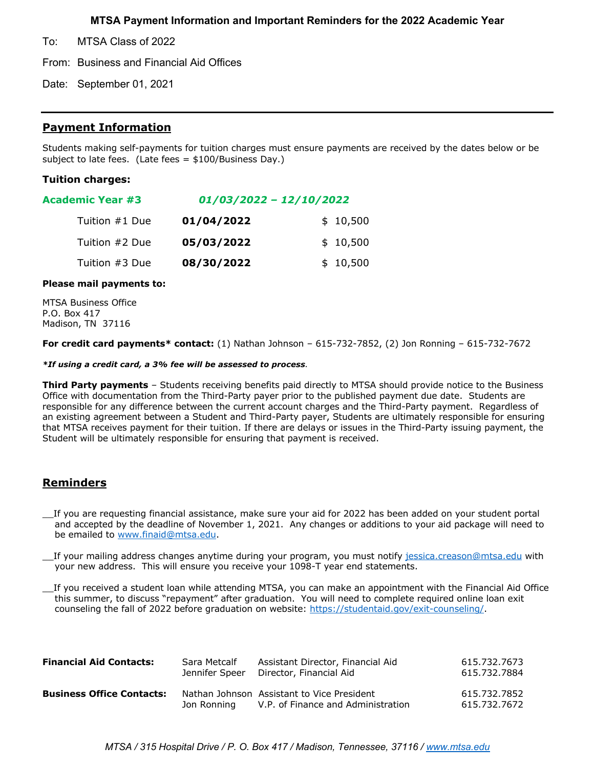# MTSA Payment Information and Important Reminders for the 2022 Academic Year

To: MTSA Class of 2022

From: Business and Financial Aid Offices

Date: September 01, 2021

---

## Payment Information

Students making self-payments for tuition charges must ensure payments are received by the dates below or be subject to late fees. (Late fees = $100/Business Day.)

### Tuition charges:

**Academic Year #3** ***01/03/2022 – 12/10/2022***

| | | |
|---|---|---|
| Tuition #1 Due | **01/04/2022** | $ 10,500 |
| Tuition #2 Due | **05/03/2022** | $ 10,500 |
| Tuition #3 Due | **08/30/2022** | $ 10,500 |

**Please mail payments to:**

MTSA Business Office
P.O. Box 417
Madison, TN 37116

**For credit card payments* contact:** (1) Nathan Johnson – 615-732-7852, (2) Jon Ronning – 615-732-7672

***If using a credit card, a 3% fee will be assessed to process.***

**Third Party payments** – Students receiving benefits paid directly to MTSA should provide notice to the Business Office with documentation from the Third-Party payer prior to the published payment due date. Students are responsible for any difference between the current account charges and the Third-Party payment. Regardless of an existing agreement between a Student and Third-Party payer, Students are ultimately responsible for ensuring that MTSA receives payment for their tuition. If there are delays or issues in the Third-Party issuing payment, the Student will be ultimately responsible for ensuring that payment is received.

## Reminders

__If you are requesting financial assistance, make sure your aid for 2022 has been added on your student portal and accepted by the deadline of November 1, 2021. Any changes or additions to your aid package will need to be emailed to www.finaid@mtsa.edu.

__If your mailing address changes anytime during your program, you must notify jessica.creason@mtsa.edu with your new address. This will ensure you receive your 1098-T year end statements.

__If you received a student loan while attending MTSA, you can make an appointment with the Financial Aid Office this summer, to discuss "repayment" after graduation. You will need to complete required online loan exit counseling the fall of 2022 before graduation on website: https://studentaid.gov/exit-counseling/.

| | | | |
|---|---|---|---|
| **Financial Aid Contacts:** | Sara Metcalf | Assistant Director, Financial Aid | 615.732.7673 |
| | Jennifer Speer | Director, Financial Aid | 615.732.7884 |
| **Business Office Contacts:** | Nathan Johnson | Assistant to Vice President | 615.732.7852 |
| | Jon Ronning | V.P. of Finance and Administration | 615.732.7672 |

*MTSA / 315 Hospital Drive / P. O. Box 417 / Madison, Tennessee, 37116 / www.mtsa.edu*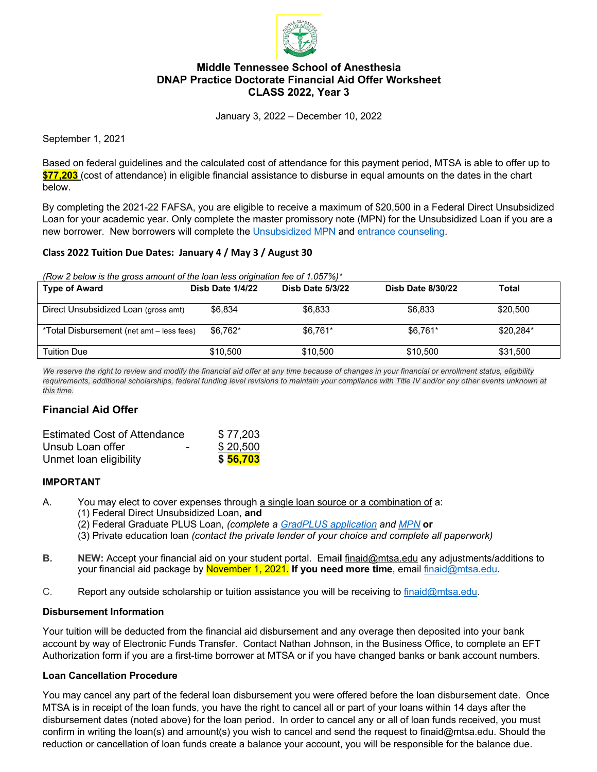**Middle Tennessee School of Anesthesia**
**DNAP Practice Doctorate Financial Aid Offer Worksheet**
**CLASS 2022, Year 3**

January 3, 2022 – December 10, 2022

September 1, 2021

Based on federal guidelines and the calculated cost of attendance for this payment period, MTSA is able to offer up to **$77,203** (cost of attendance) in eligible financial assistance to disburse in equal amounts on the dates in the chart below.

By completing the 2021-22 FAFSA, you are eligible to receive a maximum of $20,500 in a Federal Direct Unsubsidized Loan for your academic year. Only complete the master promissory note (MPN) for the Unsubsidized Loan if you are a new borrower. New borrowers will complete the Unsubsidized MPN and entrance counseling.

**Class 2022 Tuition Due Dates: January 4 / May 3 / August 30**

*(Row 2 below is the gross amount of the loan less origination fee of 1.057%)**

| Type of Award | Disb Date 1/4/22 | Disb Date 5/3/22 | Disb Date 8/30/22 | Total |
|---|---|---|---|---|
| Direct Unsubsidized Loan (gross amt) | $6,834 | $6,833 | $6,833 | $20,500 |
| *Total Disbursement (net amt – less fees) | $6,762* | $6,761* | $6,761* | $20,284* |
| Tuition Due | $10,500 | $10,500 | $10,500 | $31,500 |

*We reserve the right to review and modify the financial aid offer at any time because of changes in your financial or enrollment status, eligibility requirements, additional scholarships, federal funding level revisions to maintain your compliance with Title IV and/or any other events unknown at this time.*

### Financial Aid Offer

| | | |
|---|---|---|
| Estimated Cost of Attendance | | $ 77,203 |
| Unsub Loan offer | - | $ 20,500 |
| Unmet loan eligibility | | **$ 56,703** |

**IMPORTANT**

A. You may elect to cover expenses through a single loan source or a combination of a:
   (1) Federal Direct Unsubsidized Loan, **and**
   (2) Federal Graduate PLUS Loan, *(complete a GradPLUS application and MPN* **or**
   (3) Private education loan *(contact the private lender of your choice and complete all paperwork)*

B. **NEW:** Accept your financial aid on your student portal. Email finaid@mtsa.edu any adjustments/additions to your financial aid package by November 1, 2021. **If you need more time**, email finaid@mtsa.edu.

C. Report any outside scholarship or tuition assistance you will be receiving to finaid@mtsa.edu.

**Disbursement Information**

Your tuition will be deducted from the financial aid disbursement and any overage then deposited into your bank account by way of Electronic Funds Transfer. Contact Nathan Johnson, in the Business Office, to complete an EFT Authorization form if you are a first-time borrower at MTSA or if you have changed banks or bank account numbers.

**Loan Cancellation Procedure**

You may cancel any part of the federal loan disbursement you were offered before the loan disbursement date. Once MTSA is in receipt of the loan funds, you have the right to cancel all or part of your loans within 14 days after the disbursement dates (noted above) for the loan period. In order to cancel any or all of loan funds received, you must confirm in writing the loan(s) and amount(s) you wish to cancel and send the request to finaid@mtsa.edu. Should the reduction or cancellation of loan funds create a balance your account, you will be responsible for the balance due.